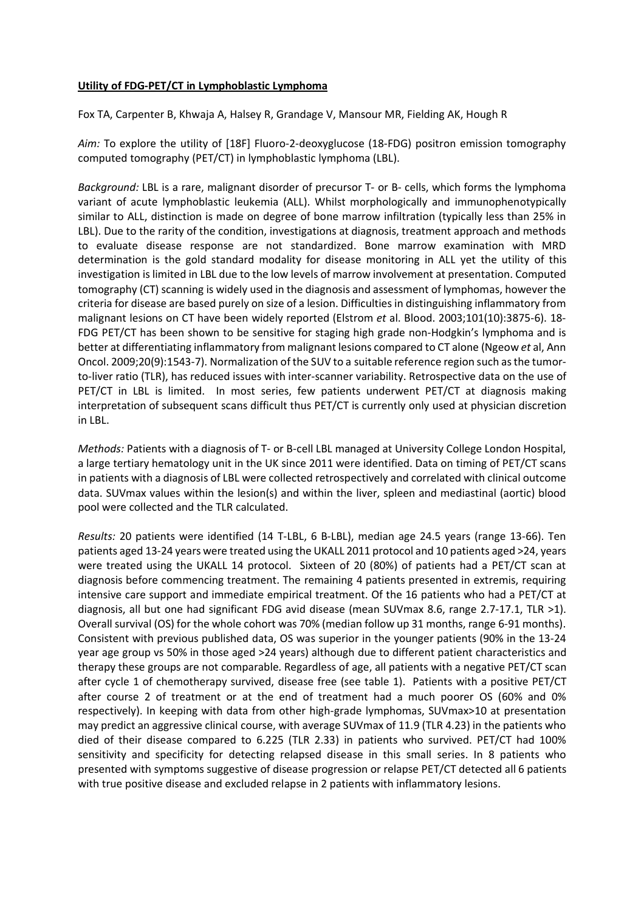**Utility of FDG-PET/CT in Lymphoblastic Lymphoma**

Fox TA, Carpenter B, Khwaja A, Halsey R, Grandage V, Mansour MR, Fielding AK, Hough R

*Aim:* To explore the utility of [18F] Fluoro-2-deoxyglucose (18-FDG) positron emission tomography computed tomography (PET/CT) in lymphoblastic lymphoma (LBL).

*Background:* LBL is a rare, malignant disorder of precursor T- or B- cells, which forms the lymphoma variant of acute lymphoblastic leukemia (ALL). Whilst morphologically and immunophenotypically similar to ALL, distinction is made on degree of bone marrow infiltration (typically less than 25% in LBL). Due to the rarity of the condition, investigations at diagnosis, treatment approach and methods to evaluate disease response are not standardized. Bone marrow examination with MRD determination is the gold standard modality for disease monitoring in ALL yet the utility of this investigation is limited in LBL due to the low levels of marrow involvement at presentation. Computed tomography (CT) scanning is widely used in the diagnosis and assessment of lymphomas, however the criteria for disease are based purely on size of a lesion. Difficulties in distinguishing inflammatory from malignant lesions on CT have been widely reported (Elstrom *et* al. Blood. 2003;101(10):3875-6). 18-FDG PET/CT has been shown to be sensitive for staging high grade non-Hodgkin's lymphoma and is better at differentiating inflammatory from malignant lesions compared to CT alone (Ngeow *et* al, Ann Oncol. 2009;20(9):1543-7). Normalization of the SUV to a suitable reference region such as the tumor-to-liver ratio (TLR), has reduced issues with inter-scanner variability. Retrospective data on the use of PET/CT in LBL is limited. In most series, few patients underwent PET/CT at diagnosis making interpretation of subsequent scans difficult thus PET/CT is currently only used at physician discretion in LBL.

*Methods:* Patients with a diagnosis of T- or B-cell LBL managed at University College London Hospital, a large tertiary hematology unit in the UK since 2011 were identified. Data on timing of PET/CT scans in patients with a diagnosis of LBL were collected retrospectively and correlated with clinical outcome data. SUVmax values within the lesion(s) and within the liver, spleen and mediastinal (aortic) blood pool were collected and the TLR calculated.

*Results:* 20 patients were identified (14 T-LBL, 6 B-LBL), median age 24.5 years (range 13-66). Ten patients aged 13-24 years were treated using the UKALL 2011 protocol and 10 patients aged >24, years were treated using the UKALL 14 protocol. Sixteen of 20 (80%) of patients had a PET/CT scan at diagnosis before commencing treatment. The remaining 4 patients presented in extremis, requiring intensive care support and immediate empirical treatment. Of the 16 patients who had a PET/CT at diagnosis, all but one had significant FDG avid disease (mean SUVmax 8.6, range 2.7-17.1, TLR >1). Overall survival (OS) for the whole cohort was 70% (median follow up 31 months, range 6-91 months). Consistent with previous published data, OS was superior in the younger patients (90% in the 13-24 year age group vs 50% in those aged >24 years) although due to different patient characteristics and therapy these groups are not comparable. Regardless of age, all patients with a negative PET/CT scan after cycle 1 of chemotherapy survived, disease free (see table 1). Patients with a positive PET/CT after course 2 of treatment or at the end of treatment had a much poorer OS (60% and 0% respectively). In keeping with data from other high-grade lymphomas, SUVmax>10 at presentation may predict an aggressive clinical course, with average SUVmax of 11.9 (TLR 4.23) in the patients who died of their disease compared to 6.225 (TLR 2.33) in patients who survived. PET/CT had 100% sensitivity and specificity for detecting relapsed disease in this small series. In 8 patients who presented with symptoms suggestive of disease progression or relapse PET/CT detected all 6 patients with true positive disease and excluded relapse in 2 patients with inflammatory lesions.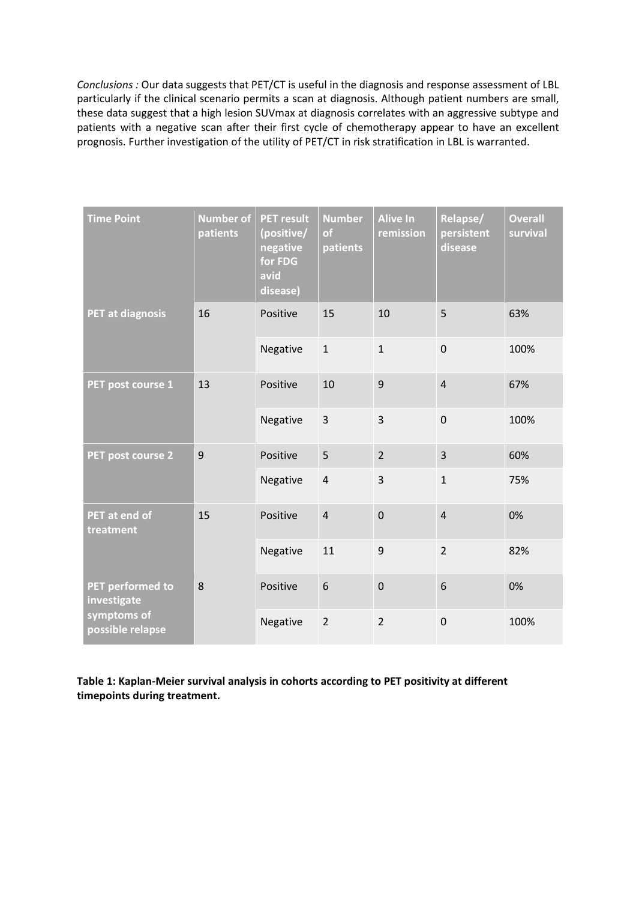*Conclusions :* Our data suggests that PET/CT is useful in the diagnosis and response assessment of LBL particularly if the clinical scenario permits a scan at diagnosis. Although patient numbers are small, these data suggest that a high lesion SUVmax at diagnosis correlates with an aggressive subtype and patients with a negative scan after their first cycle of chemotherapy appear to have an excellent prognosis. Further investigation of the utility of PET/CT in risk stratification in LBL is warranted.

| Time Point | Number of patients | PET result (positive/ negative for FDG avid disease) | Number of patients | Alive In remission | Relapse/ persistent disease | Overall survival |
|---|---|---|---|---|---|---|
| **PET at diagnosis** | 16 | Positive | 15 | 10 | 5 | 63% |
| | | Negative | 1 | 1 | 0 | 100% |
| **PET post course 1** | 13 | Positive | 10 | 9 | 4 | 67% |
| | | Negative | 3 | 3 | 0 | 100% |
| **PET post course 2** | 9 | Positive | 5 | 2 | 3 | 60% |
| | | Negative | 4 | 3 | 1 | 75% |
| **PET at end of treatment** | 15 | Positive | 4 | 0 | 4 | 0% |
| | | Negative | 11 | 9 | 2 | 82% |
| **PET performed to investigate symptoms of possible relapse** | 8 | Positive | 6 | 0 | 6 | 0% |
| | | Negative | 2 | 2 | 0 | 100% |

**Table 1: Kaplan-Meier survival analysis in cohorts according to PET positivity at different timepoints during treatment.**